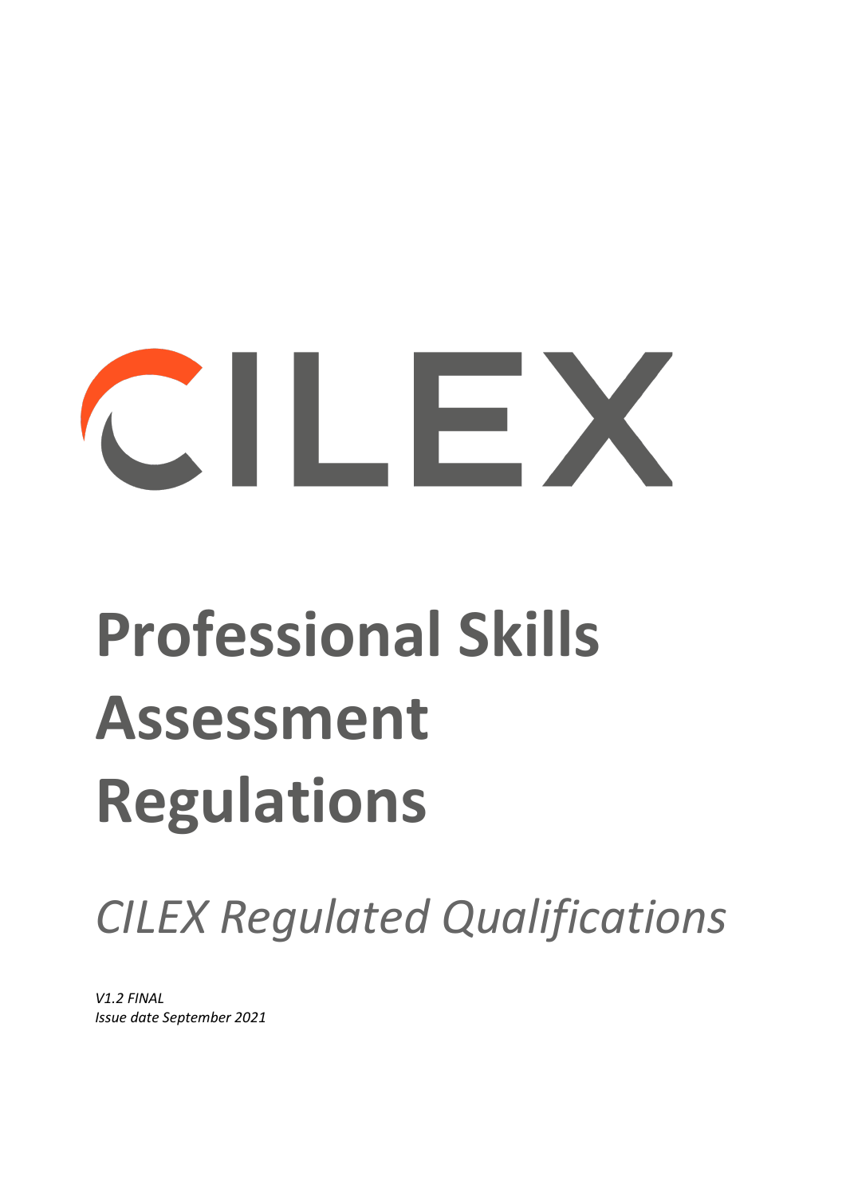CILEX

# Professional Skills Assessment Regulations

*CILEX Regulated Qualifications*

*V1.2 FINAL*
*Issue date September 2021*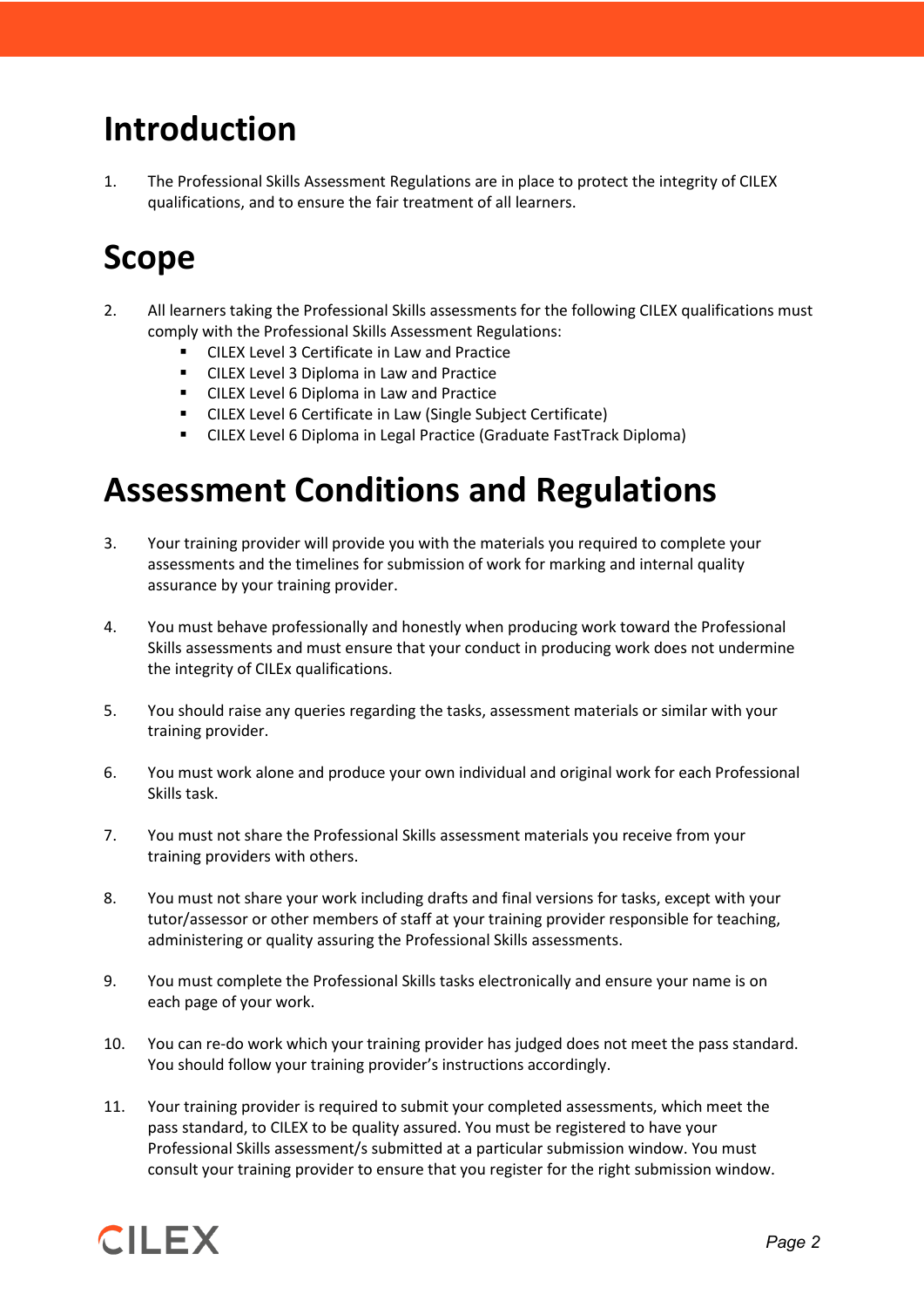# Introduction

1. The Professional Skills Assessment Regulations are in place to protect the integrity of CILEX qualifications, and to ensure the fair treatment of all learners.

# Scope

2. All learners taking the Professional Skills assessments for the following CILEX qualifications must comply with the Professional Skills Assessment Regulations:
   - CILEX Level 3 Certificate in Law and Practice
   - CILEX Level 3 Diploma in Law and Practice
   - CILEX Level 6 Diploma in Law and Practice
   - CILEX Level 6 Certificate in Law (Single Subject Certificate)
   - CILEX Level 6 Diploma in Legal Practice (Graduate FastTrack Diploma)

# Assessment Conditions and Regulations

3. Your training provider will provide you with the materials you required to complete your assessments and the timelines for submission of work for marking and internal quality assurance by your training provider.

4. You must behave professionally and honestly when producing work toward the Professional Skills assessments and must ensure that your conduct in producing work does not undermine the integrity of CILEx qualifications.

5. You should raise any queries regarding the tasks, assessment materials or similar with your training provider.

6. You must work alone and produce your own individual and original work for each Professional Skills task.

7. You must not share the Professional Skills assessment materials you receive from your training providers with others.

8. You must not share your work including drafts and final versions for tasks, except with your tutor/assessor or other members of staff at your training provider responsible for teaching, administering or quality assuring the Professional Skills assessments.

9. You must complete the Professional Skills tasks electronically and ensure your name is on each page of your work.

10. You can re-do work which your training provider has judged does not meet the pass standard. You should follow your training provider's instructions accordingly.

11. Your training provider is required to submit your completed assessments, which meet the pass standard, to CILEX to be quality assured. You must be registered to have your Professional Skills assessment/s submitted at a particular submission window. You must consult your training provider to ensure that you register for the right submission window.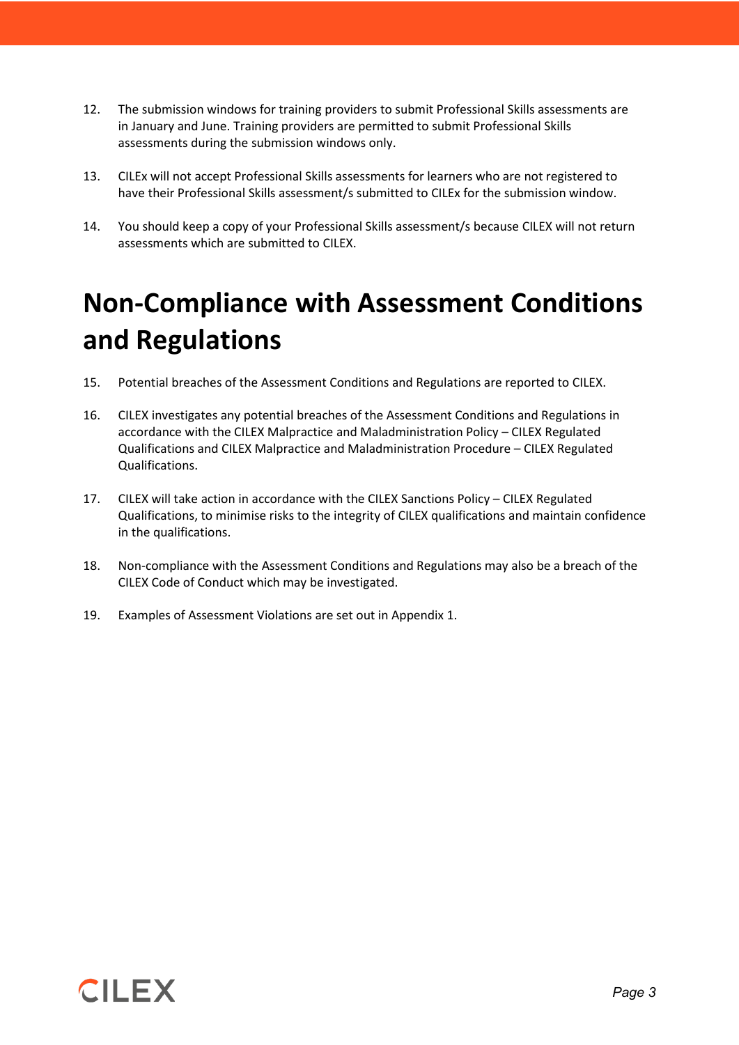12. The submission windows for training providers to submit Professional Skills assessments are in January and June. Training providers are permitted to submit Professional Skills assessments during the submission windows only.

13. CILEx will not accept Professional Skills assessments for learners who are not registered to have their Professional Skills assessment/s submitted to CILEx for the submission window.

14. You should keep a copy of your Professional Skills assessment/s because CILEX will not return assessments which are submitted to CILEX.

# Non-Compliance with Assessment Conditions and Regulations

15. Potential breaches of the Assessment Conditions and Regulations are reported to CILEX.

16. CILEX investigates any potential breaches of the Assessment Conditions and Regulations in accordance with the CILEX Malpractice and Maladministration Policy – CILEX Regulated Qualifications and CILEX Malpractice and Maladministration Procedure – CILEX Regulated Qualifications.

17. CILEX will take action in accordance with the CILEX Sanctions Policy – CILEX Regulated Qualifications, to minimise risks to the integrity of CILEX qualifications and maintain confidence in the qualifications.

18. Non-compliance with the Assessment Conditions and Regulations may also be a breach of the CILEX Code of Conduct which may be investigated.

19. Examples of Assessment Violations are set out in Appendix 1.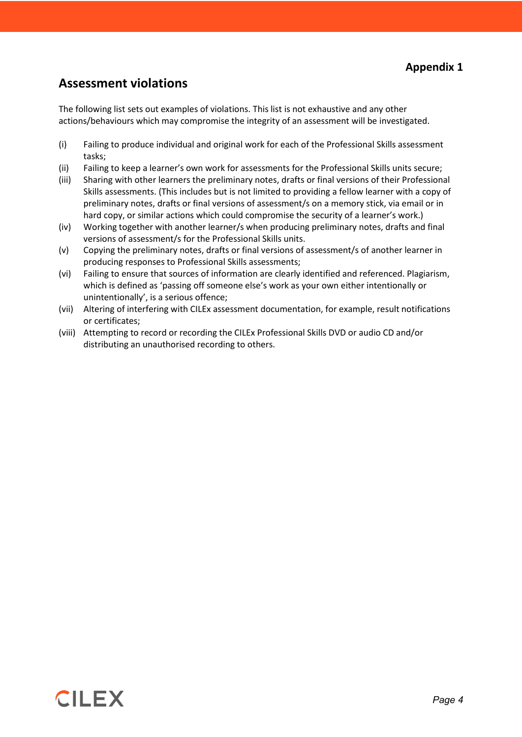**Appendix 1**

## Assessment violations

The following list sets out examples of violations. This list is not exhaustive and any other actions/behaviours which may compromise the integrity of an assessment will be investigated.

(i) Failing to produce individual and original work for each of the Professional Skills assessment tasks;

(ii) Failing to keep a learner's own work for assessments for the Professional Skills units secure;

(iii) Sharing with other learners the preliminary notes, drafts or final versions of their Professional Skills assessments. (This includes but is not limited to providing a fellow learner with a copy of preliminary notes, drafts or final versions of assessment/s on a memory stick, via email or in hard copy, or similar actions which could compromise the security of a learner's work.)

(iv) Working together with another learner/s when producing preliminary notes, drafts and final versions of assessment/s for the Professional Skills units.

(v) Copying the preliminary notes, drafts or final versions of assessment/s of another learner in producing responses to Professional Skills assessments;

(vi) Failing to ensure that sources of information are clearly identified and referenced. Plagiarism, which is defined as 'passing off someone else's work as your own either intentionally or unintentionally', is a serious offence;

(vii) Altering of interfering with CILEx assessment documentation, for example, result notifications or certificates;

(viii) Attempting to record or recording the CILEx Professional Skills DVD or audio CD and/or distributing an unauthorised recording to others.